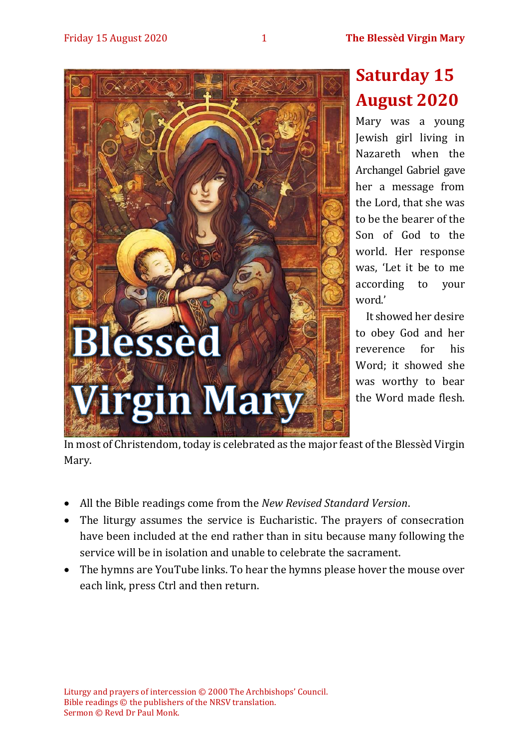# Saturday 15 August 2020

Mary was a young Jewish girl living in Nazareth when the Archangel Gabriel gave her a message from the Lord, that she was to be the bearer of the Son of God to the world. Her response was, 'Let it be to me according to your word.'

It showed her desire to obey God and her reverence for his Word; it showed she was worthy to bear the Word made flesh.

In most of Christendom, today is celebrated as the major feast of the Blessèd Virgin Mary.

- All the Bible readings come from the *New Revised Standard Version*.
- The liturgy assumes the service is Eucharistic. The prayers of consecration have been included at the end rather than in situ because many following the service will be in isolation and unable to celebrate the sacrament.
- The hymns are YouTube links. To hear the hymns please hover the mouse over each link, press Ctrl and then return.

Liturgy and prayers of intercession © 2000 The Archbishops' Council.
Bible readings © the publishers of the NRSV translation.
Sermon © Revd Dr Paul Monk.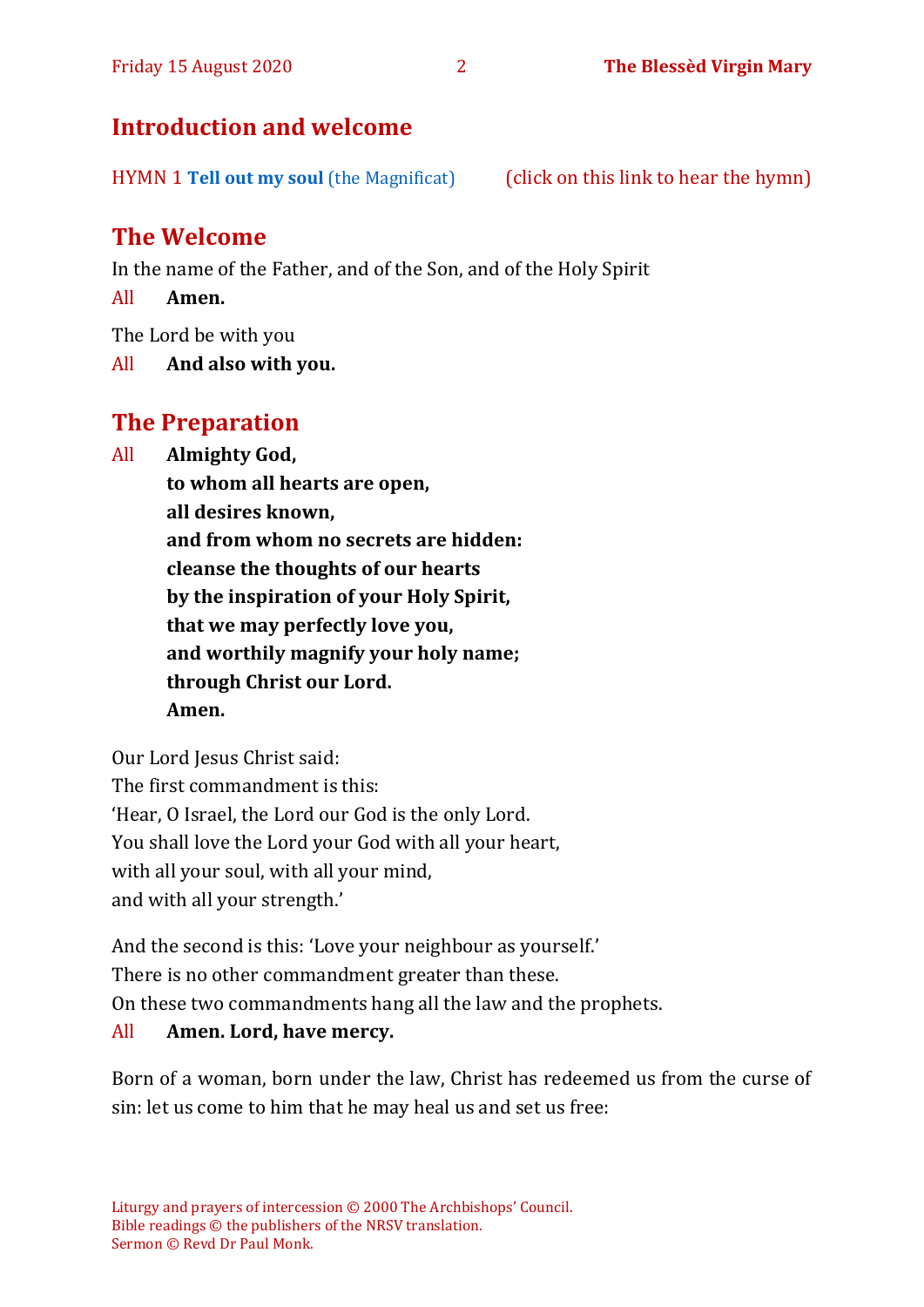## Introduction and welcome

HYMN 1 **Tell out my soul** (the Magnificat) (click on this link to hear the hymn)

## The Welcome

In the name of the Father, and of the Son, and of the Holy Spirit

All **Amen.**

The Lord be with you

All **And also with you.**

## The Preparation

All **Almighty God,**
**to whom all hearts are open,**
**all desires known,**
**and from whom no secrets are hidden:**
**cleanse the thoughts of our hearts**
**by the inspiration of your Holy Spirit,**
**that we may perfectly love you,**
**and worthily magnify your holy name;**
**through Christ our Lord.**
**Amen.**

Our Lord Jesus Christ said:
The first commandment is this:
'Hear, O Israel, the Lord our God is the only Lord.
You shall love the Lord your God with all your heart,
with all your soul, with all your mind,
and with all your strength.'

And the second is this: 'Love your neighbour as yourself.'
There is no other commandment greater than these.
On these two commandments hang all the law and the prophets.

All **Amen. Lord, have mercy.**

Born of a woman, born under the law, Christ has redeemed us from the curse of sin: let us come to him that he may heal us and set us free:

Liturgy and prayers of intercession © 2000 The Archbishops' Council.
Bible readings © the publishers of the NRSV translation.
Sermon © Revd Dr Paul Monk.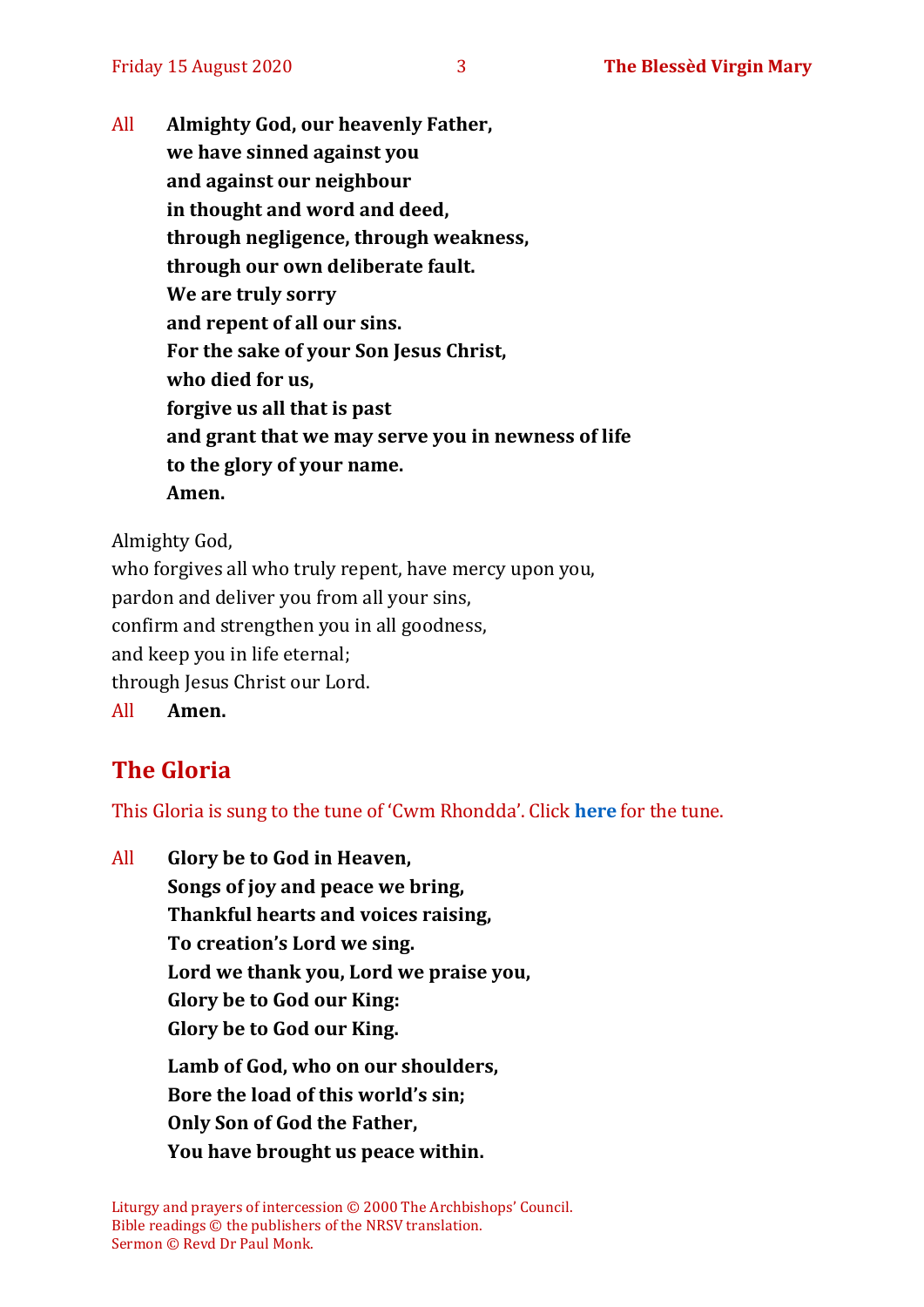All **Almighty God, our heavenly Father,**
**we have sinned against you**
**and against our neighbour**
**in thought and word and deed,**
**through negligence, through weakness,**
**through our own deliberate fault.**
**We are truly sorry**
**and repent of all our sins.**
**For the sake of your Son Jesus Christ,**
**who died for us,**
**forgive us all that is past**
**and grant that we may serve you in newness of life**
**to the glory of your name.**
**Amen.**

Almighty God,
who forgives all who truly repent, have mercy upon you,
pardon and deliver you from all your sins,
confirm and strengthen you in all goodness,
and keep you in life eternal;
through Jesus Christ our Lord.

All **Amen.**

## The Gloria

This Gloria is sung to the tune of 'Cwm Rhondda'. Click **here** for the tune.

All **Glory be to God in Heaven,**
**Songs of joy and peace we bring,**
**Thankful hearts and voices raising,**
**To creation's Lord we sing.**
**Lord we thank you, Lord we praise you,**
**Glory be to God our King:**
**Glory be to God our King.**

**Lamb of God, who on our shoulders,**
**Bore the load of this world's sin;**
**Only Son of God the Father,**
**You have brought us peace within.**

Liturgy and prayers of intercession © 2000 The Archbishops' Council.
Bible readings © the publishers of the NRSV translation.
Sermon © Revd Dr Paul Monk.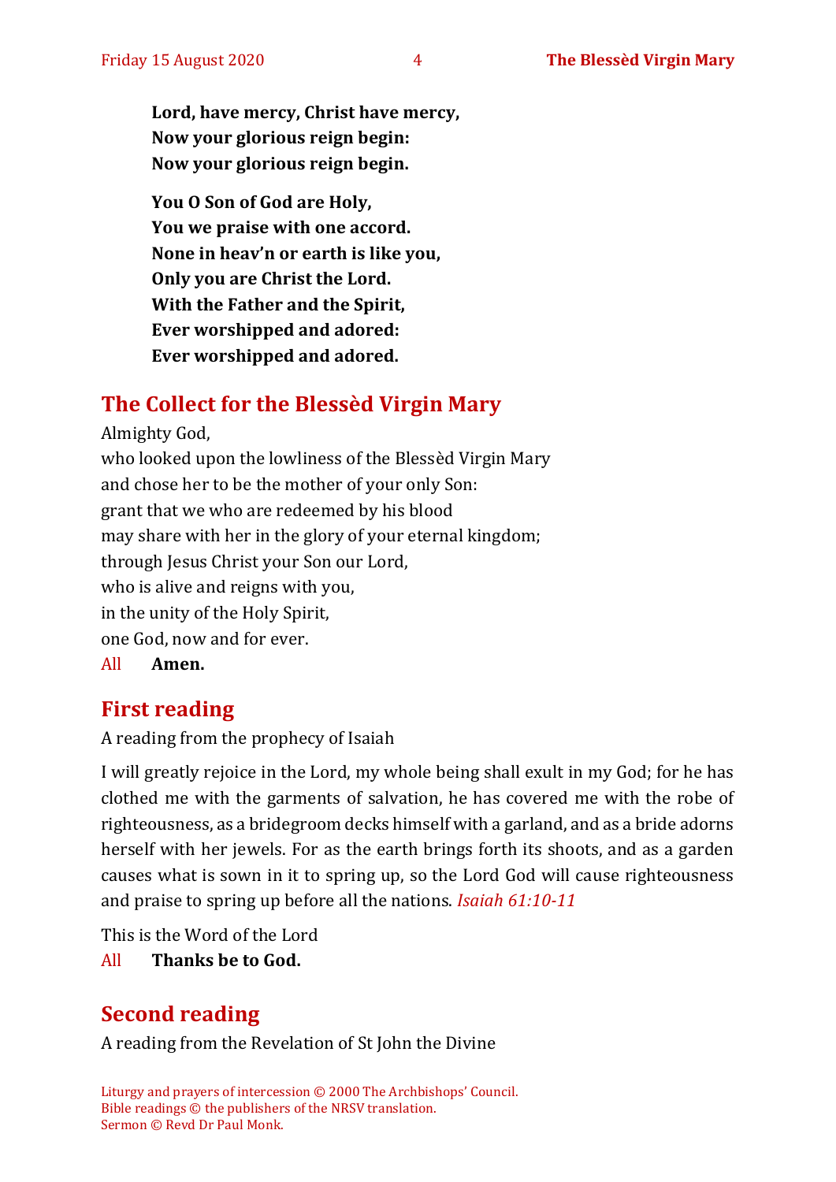**Lord, have mercy, Christ have mercy,**
**Now your glorious reign begin:**
**Now your glorious reign begin.**

**You O Son of God are Holy,**
**You we praise with one accord.**
**None in heav'n or earth is like you,**
**Only you are Christ the Lord.**
**With the Father and the Spirit,**
**Ever worshipped and adored:**
**Ever worshipped and adored.**

## The Collect for the Blessèd Virgin Mary

Almighty God,
who looked upon the lowliness of the Blessèd Virgin Mary
and chose her to be the mother of your only Son:
grant that we who are redeemed by his blood
may share with her in the glory of your eternal kingdom;
through Jesus Christ your Son our Lord,
who is alive and reigns with you,
in the unity of the Holy Spirit,
one God, now and for ever.

All **Amen.**

## First reading

A reading from the prophecy of Isaiah

I will greatly rejoice in the Lord, my whole being shall exult in my God; for he has clothed me with the garments of salvation, he has covered me with the robe of righteousness, as a bridegroom decks himself with a garland, and as a bride adorns herself with her jewels. For as the earth brings forth its shoots, and as a garden causes what is sown in it to spring up, so the Lord God will cause righteousness and praise to spring up before all the nations. *Isaiah 61:10-11*

This is the Word of the Lord

All **Thanks be to God.**

## Second reading

A reading from the Revelation of St John the Divine

Liturgy and prayers of intercession © 2000 The Archbishops' Council.
Bible readings © the publishers of the NRSV translation.
Sermon © Revd Dr Paul Monk.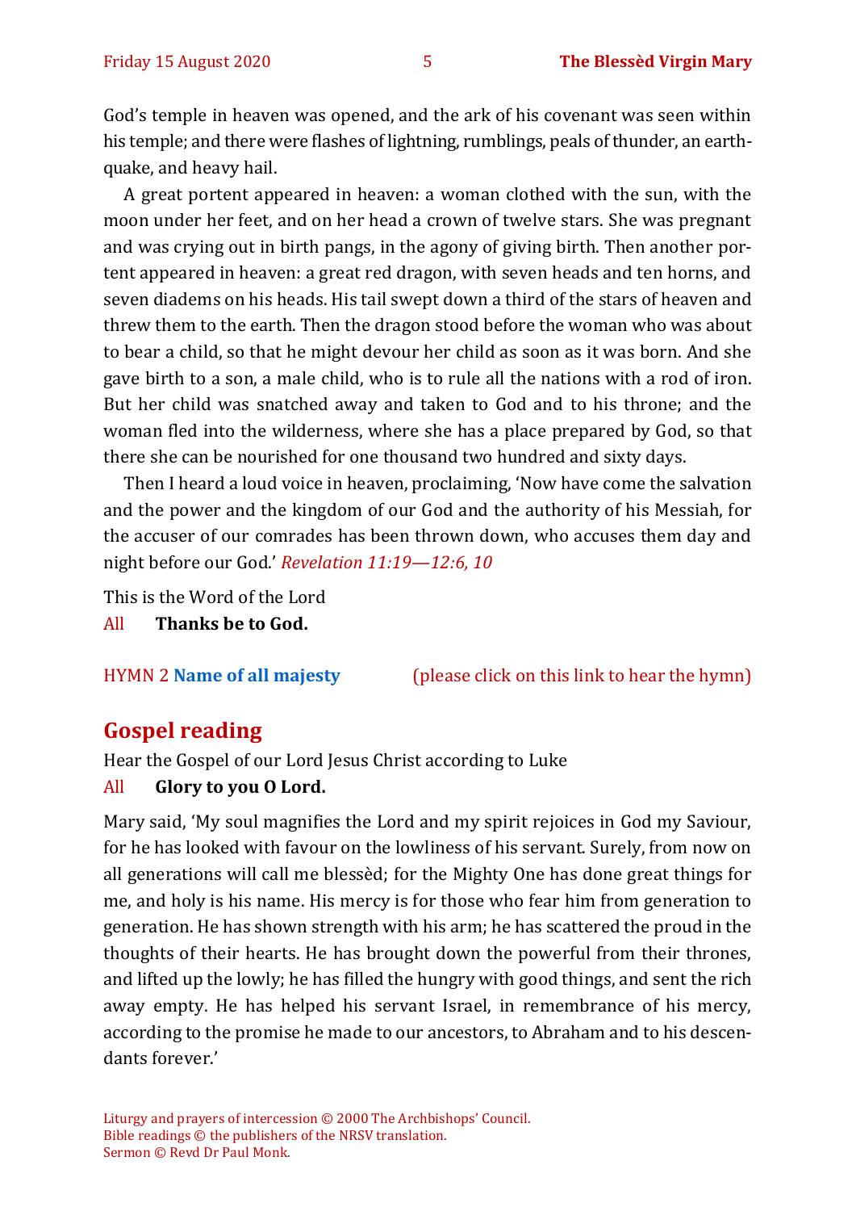God's temple in heaven was opened, and the ark of his covenant was seen within his temple; and there were flashes of lightning, rumblings, peals of thunder, an earthquake, and heavy hail.

A great portent appeared in heaven: a woman clothed with the sun, with the moon under her feet, and on her head a crown of twelve stars. She was pregnant and was crying out in birth pangs, in the agony of giving birth. Then another portent appeared in heaven: a great red dragon, with seven heads and ten horns, and seven diadems on his heads. His tail swept down a third of the stars of heaven and threw them to the earth. Then the dragon stood before the woman who was about to bear a child, so that he might devour her child as soon as it was born. And she gave birth to a son, a male child, who is to rule all the nations with a rod of iron. But her child was snatched away and taken to God and to his throne; and the woman fled into the wilderness, where she has a place prepared by God, so that there she can be nourished for one thousand two hundred and sixty days.

Then I heard a loud voice in heaven, proclaiming, 'Now have come the salvation and the power and the kingdom of our God and the authority of his Messiah, for the accuser of our comrades has been thrown down, who accuses them day and night before our God.' *Revelation 11:19—12:6, 10*

This is the Word of the Lord

All **Thanks be to God.**

HYMN 2 **Name of all majesty** (please click on this link to hear the hymn)

## Gospel reading

Hear the Gospel of our Lord Jesus Christ according to Luke

All **Glory to you O Lord.**

Mary said, 'My soul magnifies the Lord and my spirit rejoices in God my Saviour, for he has looked with favour on the lowliness of his servant. Surely, from now on all generations will call me blessèd; for the Mighty One has done great things for me, and holy is his name. His mercy is for those who fear him from generation to generation. He has shown strength with his arm; he has scattered the proud in the thoughts of their hearts. He has brought down the powerful from their thrones, and lifted up the lowly; he has filled the hungry with good things, and sent the rich away empty. He has helped his servant Israel, in remembrance of his mercy, according to the promise he made to our ancestors, to Abraham and to his descendants forever.'

Liturgy and prayers of intercession © 2000 The Archbishops' Council.
Bible readings © the publishers of the NRSV translation.
Sermon © Revd Dr Paul Monk.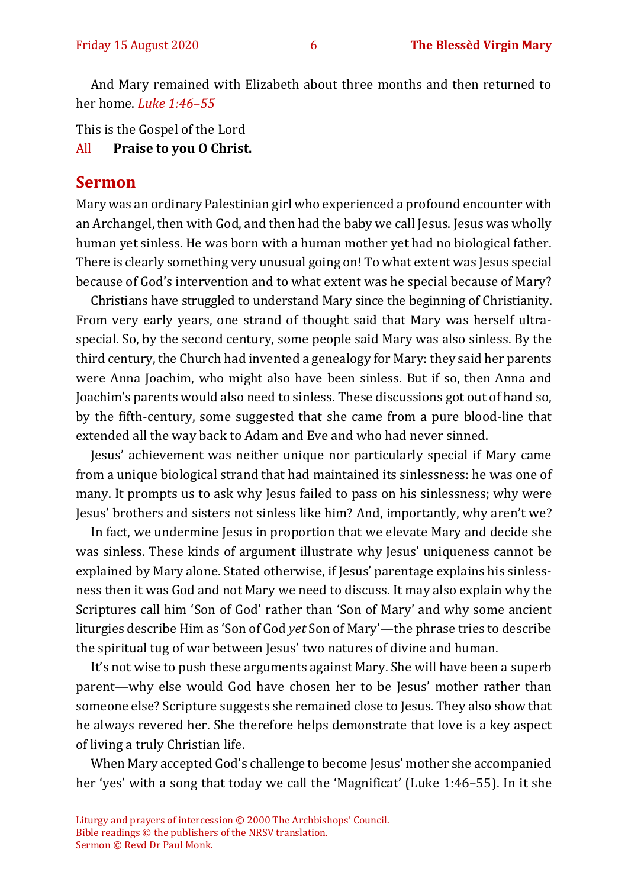And Mary remained with Elizabeth about three months and then returned to her home. *Luke 1:46–55*

This is the Gospel of the Lord

All **Praise to you O Christ.**

## Sermon

Mary was an ordinary Palestinian girl who experienced a profound encounter with an Archangel, then with God, and then had the baby we call Jesus. Jesus was wholly human yet sinless. He was born with a human mother yet had no biological father. There is clearly something very unusual going on! To what extent was Jesus special because of God's intervention and to what extent was he special because of Mary?

Christians have struggled to understand Mary since the beginning of Christianity. From very early years, one strand of thought said that Mary was herself ultra-special. So, by the second century, some people said Mary was also sinless. By the third century, the Church had invented a genealogy for Mary: they said her parents were Anna Joachim, who might also have been sinless. But if so, then Anna and Joachim's parents would also need to sinless. These discussions got out of hand so, by the fifth-century, some suggested that she came from a pure blood-line that extended all the way back to Adam and Eve and who had never sinned.

Jesus' achievement was neither unique nor particularly special if Mary came from a unique biological strand that had maintained its sinlessness: he was one of many. It prompts us to ask why Jesus failed to pass on his sinlessness; why were Jesus' brothers and sisters not sinless like him? And, importantly, why aren't we?

In fact, we undermine Jesus in proportion that we elevate Mary and decide she was sinless. These kinds of argument illustrate why Jesus' uniqueness cannot be explained by Mary alone. Stated otherwise, if Jesus' parentage explains his sinlessness then it was God and not Mary we need to discuss. It may also explain why the Scriptures call him 'Son of God' rather than 'Son of Mary' and why some ancient liturgies describe Him as 'Son of God *yet* Son of Mary'—the phrase tries to describe the spiritual tug of war between Jesus' two natures of divine and human.

It's not wise to push these arguments against Mary. She will have been a superb parent—why else would God have chosen her to be Jesus' mother rather than someone else? Scripture suggests she remained close to Jesus. They also show that he always revered her. She therefore helps demonstrate that love is a key aspect of living a truly Christian life.

When Mary accepted God's challenge to become Jesus' mother she accompanied her 'yes' with a song that today we call the 'Magnificat' (Luke 1:46–55). In it she

Liturgy and prayers of intercession © 2000 The Archbishops' Council.
Bible readings © the publishers of the NRSV translation.
Sermon © Revd Dr Paul Monk.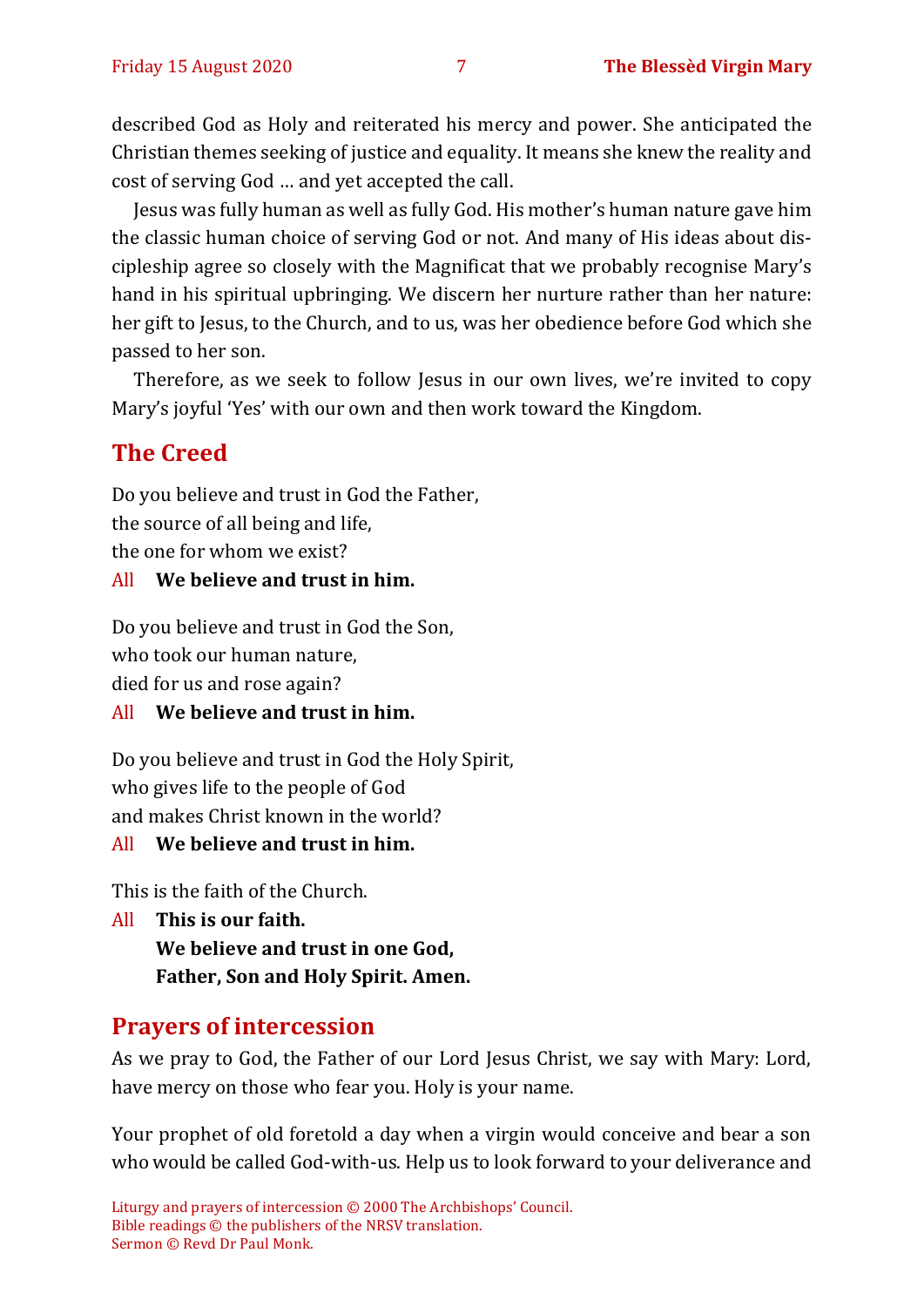described God as Holy and reiterated his mercy and power. She anticipated the Christian themes seeking of justice and equality. It means she knew the reality and cost of serving God … and yet accepted the call.

Jesus was fully human as well as fully God. His mother's human nature gave him the classic human choice of serving God or not. And many of His ideas about discipleship agree so closely with the Magnificat that we probably recognise Mary's hand in his spiritual upbringing. We discern her nurture rather than her nature: her gift to Jesus, to the Church, and to us, was her obedience before God which she passed to her son.

Therefore, as we seek to follow Jesus in our own lives, we're invited to copy Mary's joyful 'Yes' with our own and then work toward the Kingdom.

## The Creed

Do you believe and trust in God the Father,
the source of all being and life,
the one for whom we exist?

All **We believe and trust in him.**

Do you believe and trust in God the Son,
who took our human nature,
died for us and rose again?

All **We believe and trust in him.**

Do you believe and trust in God the Holy Spirit,
who gives life to the people of God
and makes Christ known in the world?

All **We believe and trust in him.**

This is the faith of the Church.

All **This is our faith.**
**We believe and trust in one God,**
**Father, Son and Holy Spirit. Amen.**

## Prayers of intercession

As we pray to God, the Father of our Lord Jesus Christ, we say with Mary: Lord, have mercy on those who fear you. Holy is your name.

Your prophet of old foretold a day when a virgin would conceive and bear a son who would be called God-with-us. Help us to look forward to your deliverance and

Liturgy and prayers of intercession © 2000 The Archbishops' Council.
Bible readings © the publishers of the NRSV translation.
Sermon © Revd Dr Paul Monk.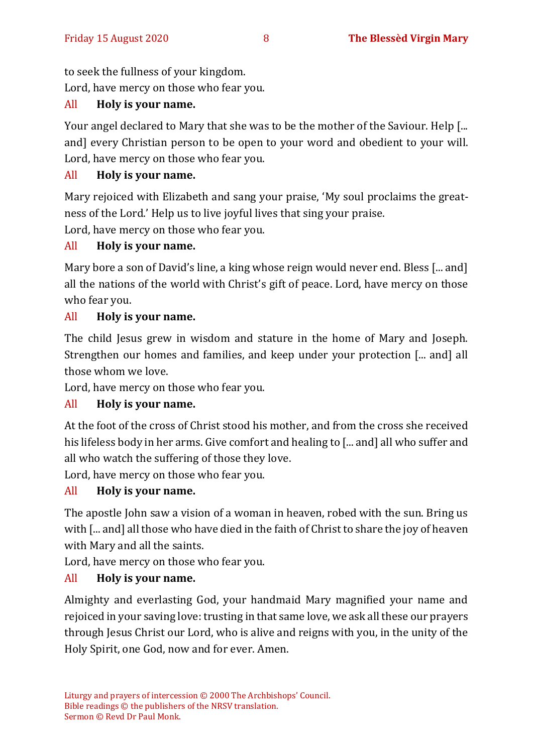to seek the fullness of your kingdom.
Lord, have mercy on those who fear you.

All **Holy is your name.**

Your angel declared to Mary that she was to be the mother of the Saviour. Help [... and] every Christian person to be open to your word and obedient to your will. Lord, have mercy on those who fear you.

All **Holy is your name.**

Mary rejoiced with Elizabeth and sang your praise, 'My soul proclaims the greatness of the Lord.' Help us to live joyful lives that sing your praise.
Lord, have mercy on those who fear you.

All **Holy is your name.**

Mary bore a son of David's line, a king whose reign would never end. Bless [... and] all the nations of the world with Christ's gift of peace. Lord, have mercy on those who fear you.

All **Holy is your name.**

The child Jesus grew in wisdom and stature in the home of Mary and Joseph. Strengthen our homes and families, and keep under your protection [... and] all those whom we love.
Lord, have mercy on those who fear you.

All **Holy is your name.**

At the foot of the cross of Christ stood his mother, and from the cross she received his lifeless body in her arms. Give comfort and healing to [... and] all who suffer and all who watch the suffering of those they love.
Lord, have mercy on those who fear you.

All **Holy is your name.**

The apostle John saw a vision of a woman in heaven, robed with the sun. Bring us with [... and] all those who have died in the faith of Christ to share the joy of heaven with Mary and all the saints.
Lord, have mercy on those who fear you.

All **Holy is your name.**

Almighty and everlasting God, your handmaid Mary magnified your name and rejoiced in your saving love: trusting in that same love, we ask all these our prayers through Jesus Christ our Lord, who is alive and reigns with you, in the unity of the Holy Spirit, one God, now and for ever. Amen.

Liturgy and prayers of intercession © 2000 The Archbishops' Council.
Bible readings © the publishers of the NRSV translation.
Sermon © Revd Dr Paul Monk.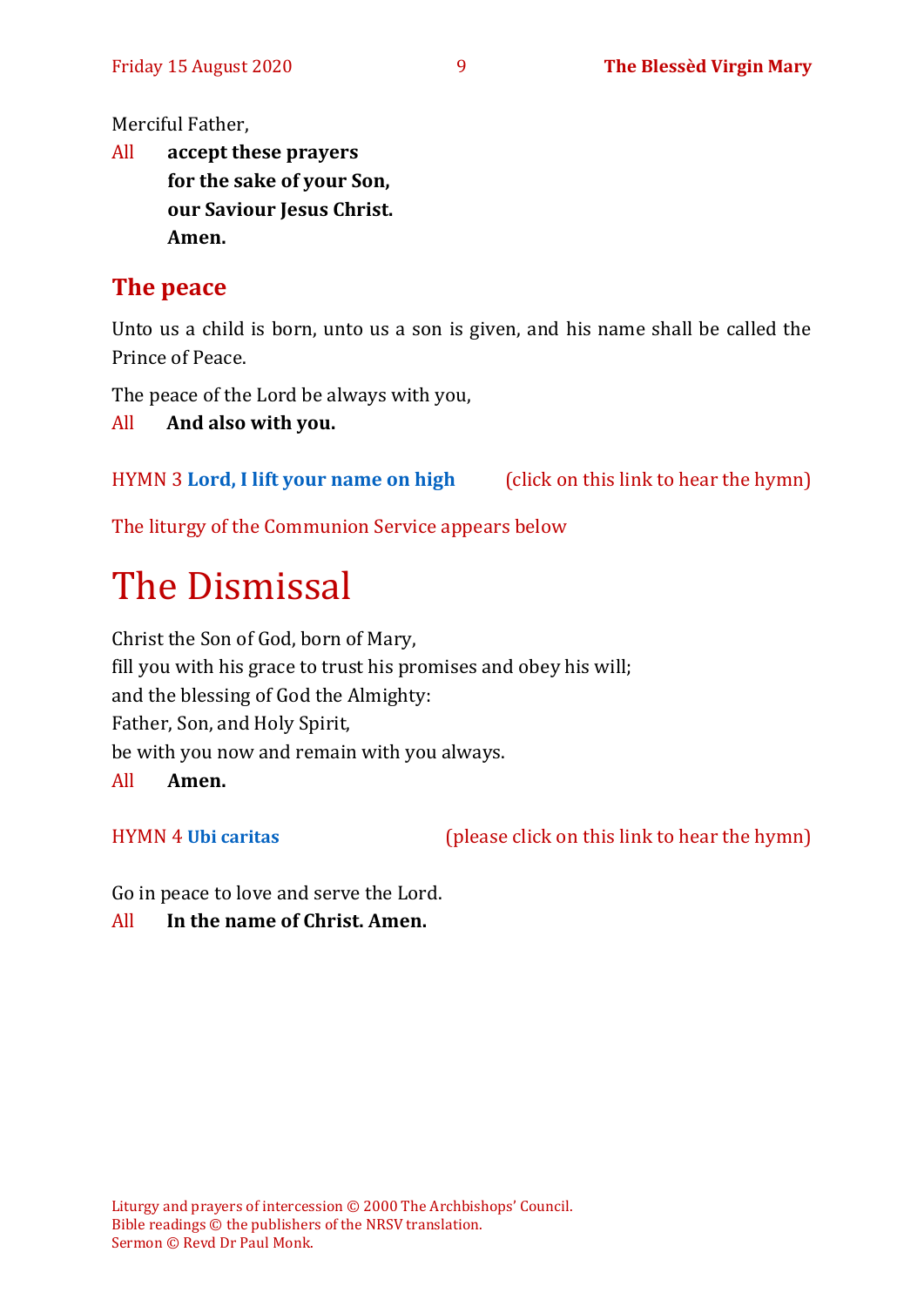Merciful Father,

All **accept these prayers**
**for the sake of your Son,**
**our Saviour Jesus Christ.**
**Amen.**

## The peace

Unto us a child is born, unto us a son is given, and his name shall be called the Prince of Peace.

The peace of the Lord be always with you,

All **And also with you.**

HYMN 3 **Lord, I lift your name on high** (click on this link to hear the hymn)

The liturgy of the Communion Service appears below

# The Dismissal

Christ the Son of God, born of Mary,
fill you with his grace to trust his promises and obey his will;
and the blessing of God the Almighty:
Father, Son, and Holy Spirit,
be with you now and remain with you always.

All **Amen.**

HYMN 4 **Ubi caritas** (please click on this link to hear the hymn)

Go in peace to love and serve the Lord.

All **In the name of Christ. Amen.**

Liturgy and prayers of intercession © 2000 The Archbishops' Council.
Bible readings © the publishers of the NRSV translation.
Sermon © Revd Dr Paul Monk.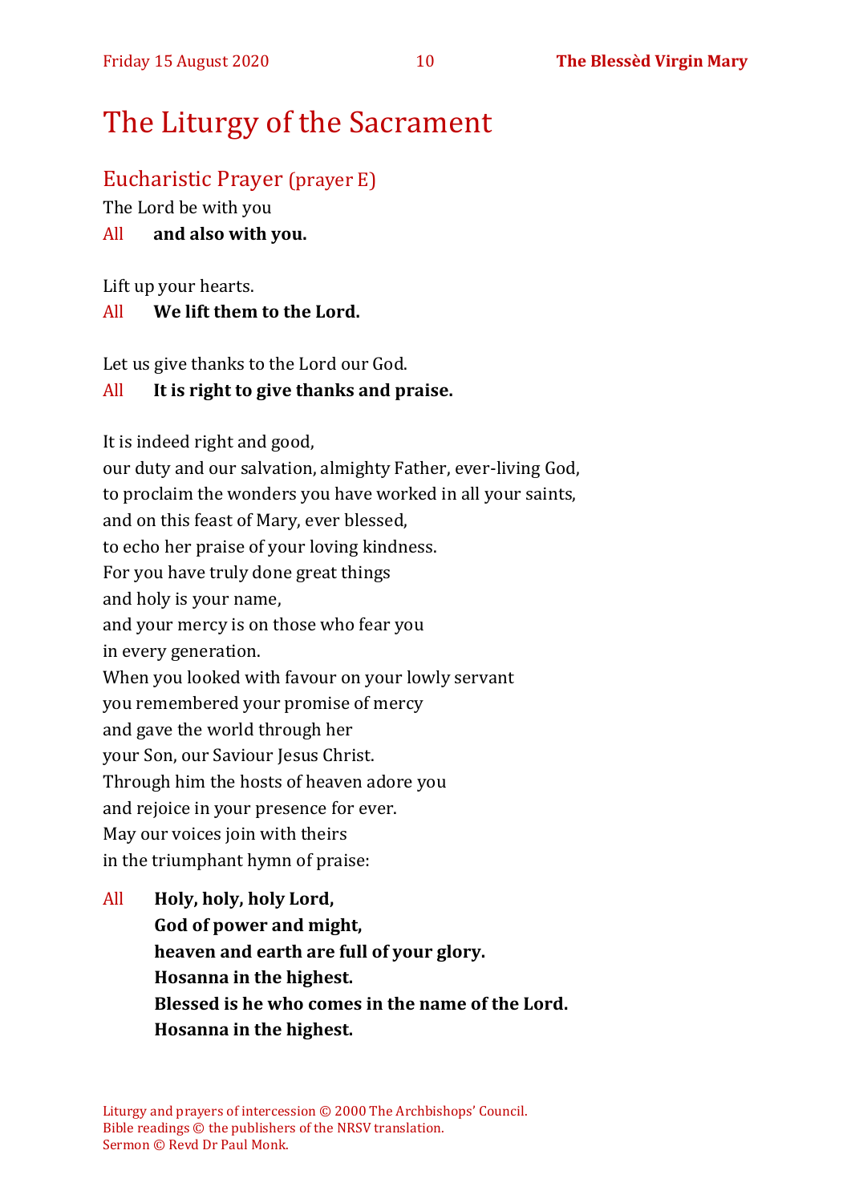# The Liturgy of the Sacrament

## Eucharistic Prayer (prayer E)

The Lord be with you

All **and also with you.**

Lift up your hearts.

All **We lift them to the Lord.**

Let us give thanks to the Lord our God.

All **It is right to give thanks and praise.**

It is indeed right and good,
our duty and our salvation, almighty Father, ever-living God,
to proclaim the wonders you have worked in all your saints,
and on this feast of Mary, ever blessed,
to echo her praise of your loving kindness.
For you have truly done great things
and holy is your name,
and your mercy is on those who fear you
in every generation.
When you looked with favour on your lowly servant
you remembered your promise of mercy
and gave the world through her
your Son, our Saviour Jesus Christ.
Through him the hosts of heaven adore you
and rejoice in your presence for ever.
May our voices join with theirs
in the triumphant hymn of praise:

All **Holy, holy, holy Lord,**
**God of power and might,**
**heaven and earth are full of your glory.**
**Hosanna in the highest.**
**Blessed is he who comes in the name of the Lord.**
**Hosanna in the highest.**

Liturgy and prayers of intercession © 2000 The Archbishops' Council.
Bible readings © the publishers of the NRSV translation.
Sermon © Revd Dr Paul Monk.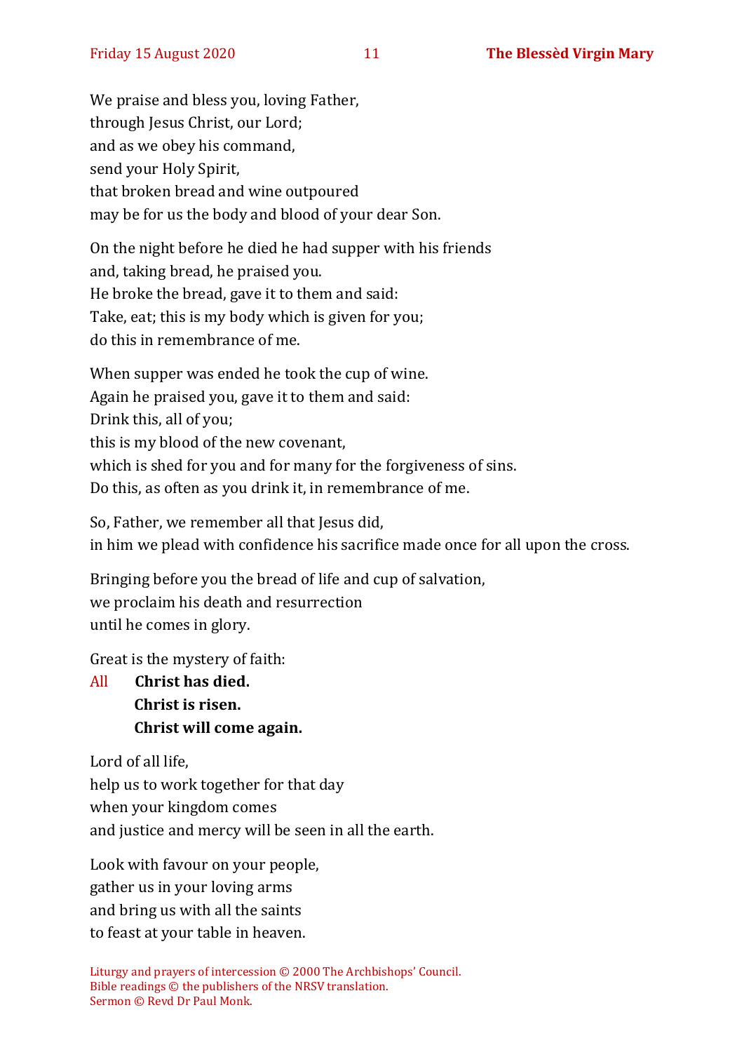We praise and bless you, loving Father,
through Jesus Christ, our Lord;
and as we obey his command,
send your Holy Spirit,
that broken bread and wine outpoured
may be for us the body and blood of your dear Son.

On the night before he died he had supper with his friends
and, taking bread, he praised you.
He broke the bread, gave it to them and said:
Take, eat; this is my body which is given for you;
do this in remembrance of me.

When supper was ended he took the cup of wine.
Again he praised you, gave it to them and said:
Drink this, all of you;
this is my blood of the new covenant,
which is shed for you and for many for the forgiveness of sins.
Do this, as often as you drink it, in remembrance of me.

So, Father, we remember all that Jesus did,
in him we plead with confidence his sacrifice made once for all upon the cross.

Bringing before you the bread of life and cup of salvation,
we proclaim his death and resurrection
until he comes in glory.

Great is the mystery of faith:

All **Christ has died.**
**Christ is risen.**
**Christ will come again.**

Lord of all life,
help us to work together for that day
when your kingdom comes
and justice and mercy will be seen in all the earth.

Look with favour on your people,
gather us in your loving arms
and bring us with all the saints
to feast at your table in heaven.

Liturgy and prayers of intercession © 2000 The Archbishops' Council.
Bible readings © the publishers of the NRSV translation.
Sermon © Revd Dr Paul Monk.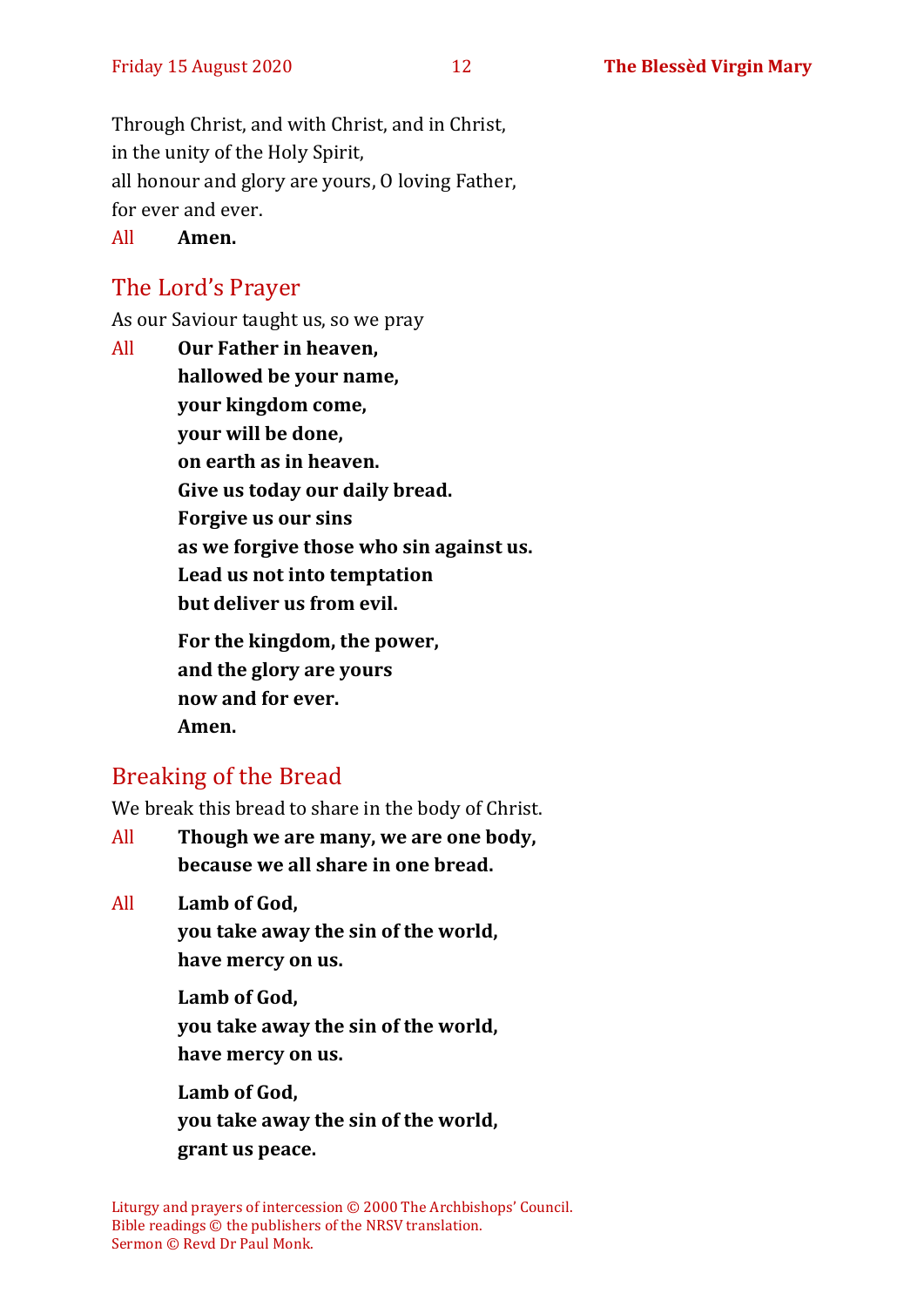Through Christ, and with Christ, and in Christ,
in the unity of the Holy Spirit,
all honour and glory are yours, O loving Father,
for ever and ever.

All **Amen.**

## The Lord's Prayer

As our Saviour taught us, so we pray

All **Our Father in heaven,**
**hallowed be your name,**
**your kingdom come,**
**your will be done,**
**on earth as in heaven.**
**Give us today our daily bread.**
**Forgive us our sins**
**as we forgive those who sin against us.**
**Lead us not into temptation**
**but deliver us from evil.**

**For the kingdom, the power,**
**and the glory are yours**
**now and for ever.**
**Amen.**

## Breaking of the Bread

We break this bread to share in the body of Christ.

All **Though we are many, we are one body,**
**because we all share in one bread.**

All **Lamb of God,**
**you take away the sin of the world,**
**have mercy on us.**

**Lamb of God,**
**you take away the sin of the world,**
**have mercy on us.**

**Lamb of God,**
**you take away the sin of the world,**
**grant us peace.**

Liturgy and prayers of intercession © 2000 The Archbishops' Council.
Bible readings © the publishers of the NRSV translation.
Sermon © Revd Dr Paul Monk.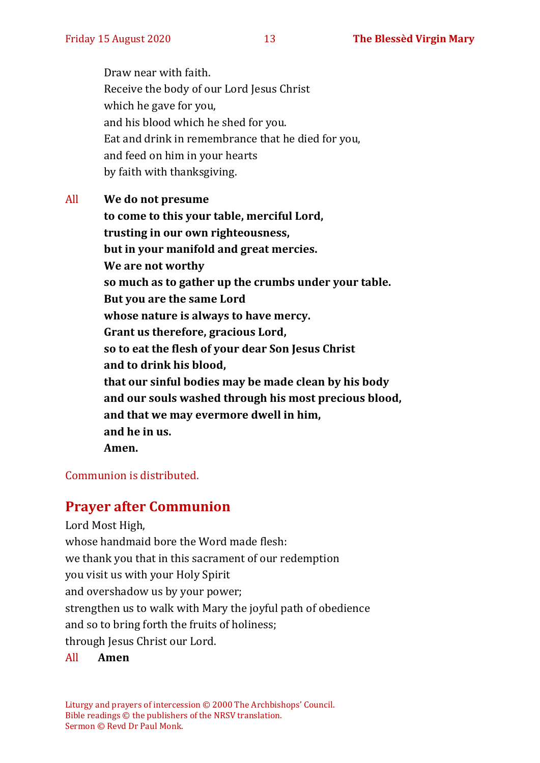Draw near with faith.
Receive the body of our Lord Jesus Christ
which he gave for you,
and his blood which he shed for you.
Eat and drink in remembrance that he died for you,
and feed on him in your hearts
by faith with thanksgiving.

All **We do not presume**
**to come to this your table, merciful Lord,**
**trusting in our own righteousness,**
**but in your manifold and great mercies.**
**We are not worthy**
**so much as to gather up the crumbs under your table.**
**But you are the same Lord**
**whose nature is always to have mercy.**
**Grant us therefore, gracious Lord,**
**so to eat the flesh of your dear Son Jesus Christ**
**and to drink his blood,**
**that our sinful bodies may be made clean by his body**
**and our souls washed through his most precious blood,**
**and that we may evermore dwell in him,**
**and he in us.**
**Amen.**

Communion is distributed.

## Prayer after Communion

Lord Most High,
whose handmaid bore the Word made flesh:
we thank you that in this sacrament of our redemption
you visit us with your Holy Spirit
and overshadow us by your power;
strengthen us to walk with Mary the joyful path of obedience
and so to bring forth the fruits of holiness;
through Jesus Christ our Lord.

All **Amen**

Liturgy and prayers of intercession © 2000 The Archbishops' Council.
Bible readings © the publishers of the NRSV translation.
Sermon © Revd Dr Paul Monk.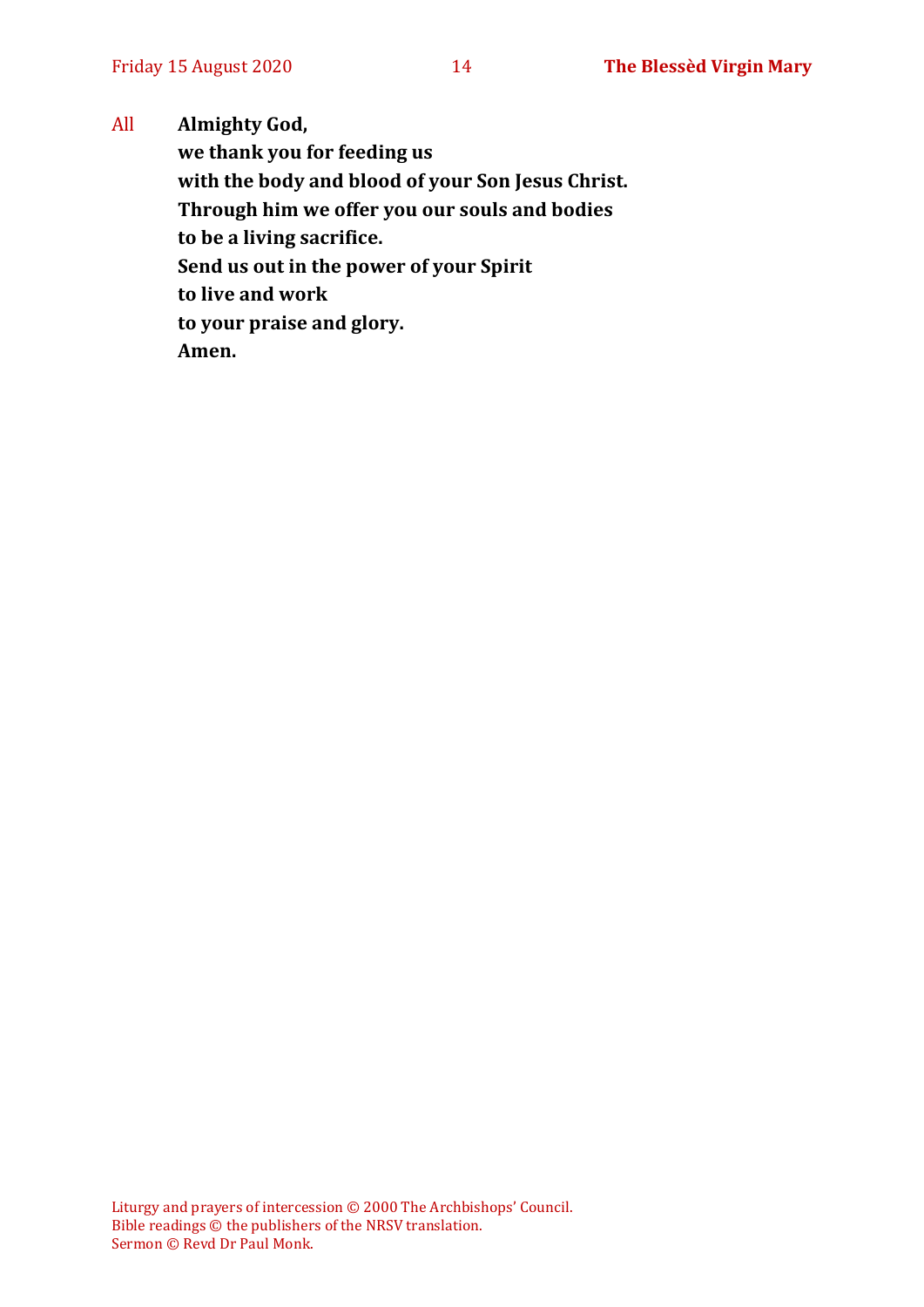All **Almighty God,**
**we thank you for feeding us**
**with the body and blood of your Son Jesus Christ.**
**Through him we offer you our souls and bodies**
**to be a living sacrifice.**
**Send us out in the power of your Spirit**
**to live and work**
**to your praise and glory.**
**Amen.**

Liturgy and prayers of intercession © 2000 The Archbishops' Council.
Bible readings © the publishers of the NRSV translation.
Sermon © Revd Dr Paul Monk.